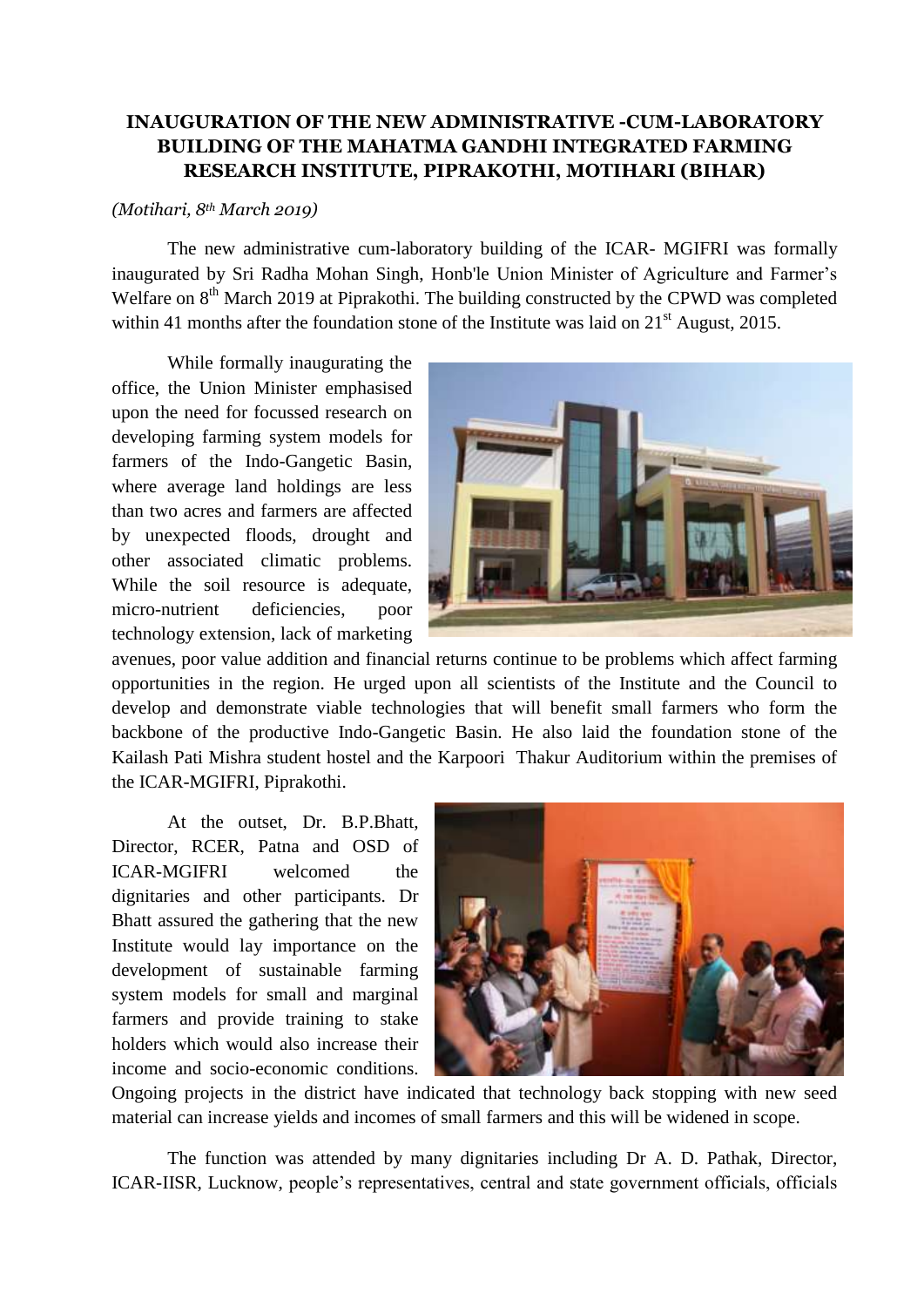# INAUGURATION OF THE NEW ADMINISTRATIVE -CUM-LABORATORY BUILDING OF THE MAHATMA GANDHI INTEGRATED FARMING RESEARCH INSTITUTE, PIPRAKOTHI, MOTIHARI (BIHAR)

*(Motihari, 8th March 2019)*

The new administrative cum-laboratory building of the ICAR- MGIFRI was formally inaugurated by Sri Radha Mohan Singh, Honb'le Union Minister of Agriculture and Farmer's Welfare on 8th March 2019 at Piprakothi. The building constructed by the CPWD was completed within 41 months after the foundation stone of the Institute was laid on 21st August, 2015.

While formally inaugurating the office, the Union Minister emphasised upon the need for focussed research on developing farming system models for farmers of the Indo-Gangetic Basin, where average land holdings are less than two acres and farmers are affected by unexpected floods, drought and other associated climatic problems. While the soil resource is adequate, micro-nutrient deficiencies, poor technology extension, lack of marketing avenues, poor value addition and financial returns continue to be problems which affect farming opportunities in the region. He urged upon all scientists of the Institute and the Council to develop and demonstrate viable technologies that will benefit small farmers who form the backbone of the productive Indo-Gangetic Basin. He also laid the foundation stone of the Kailash Pati Mishra student hostel and the Karpoori Thakur Auditorium within the premises of the ICAR-MGIFRI, Piprakothi.

At the outset, Dr. B.P.Bhatt, Director, RCER, Patna and OSD of ICAR-MGIFRI welcomed the dignitaries and other participants. Dr Bhatt assured the gathering that the new Institute would lay importance on the development of sustainable farming system models for small and marginal farmers and provide training to stake holders which would also increase their income and socio-economic conditions. Ongoing projects in the district have indicated that technology back stopping with new seed material can increase yields and incomes of small farmers and this will be widened in scope.

The function was attended by many dignitaries including Dr A. D. Pathak, Director, ICAR-IISR, Lucknow, people's representatives, central and state government officials, officials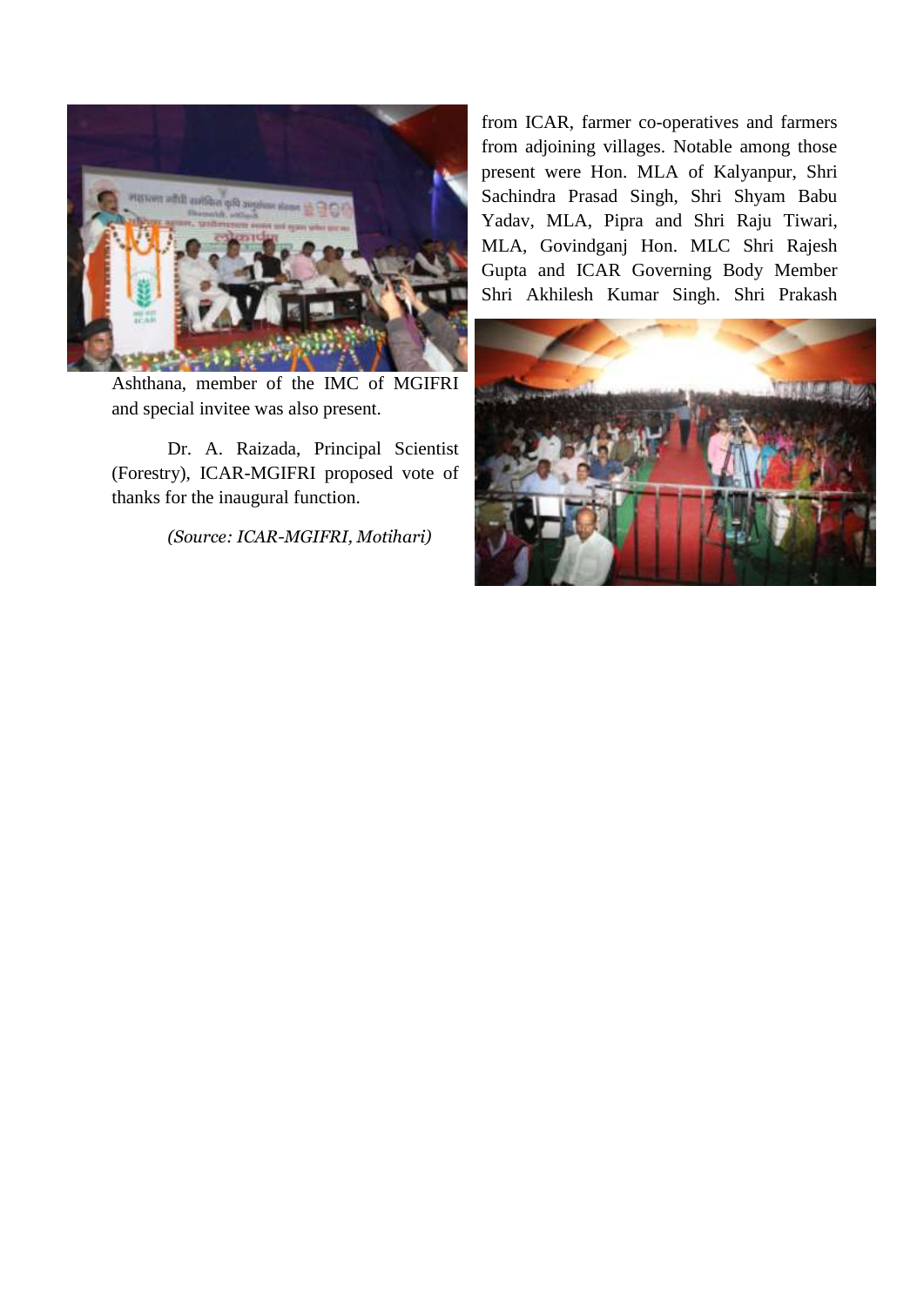from ICAR, farmer co-operatives and farmers from adjoining villages. Notable among those present were Hon. MLA of Kalyanpur, Shri Sachindra Prasad Singh, Shri Shyam Babu Yadav, MLA, Pipra and Shri Raju Tiwari, MLA, Govindganj Hon. MLC Shri Rajesh Gupta and ICAR Governing Body Member Shri Akhilesh Kumar Singh. Shri Prakash Ashthana, member of the IMC of MGIFRI and special invitee was also present.

Dr. A. Raizada, Principal Scientist (Forestry), ICAR-MGIFRI proposed vote of thanks for the inaugural function.

*(Source: ICAR-MGIFRI, Motihari)*